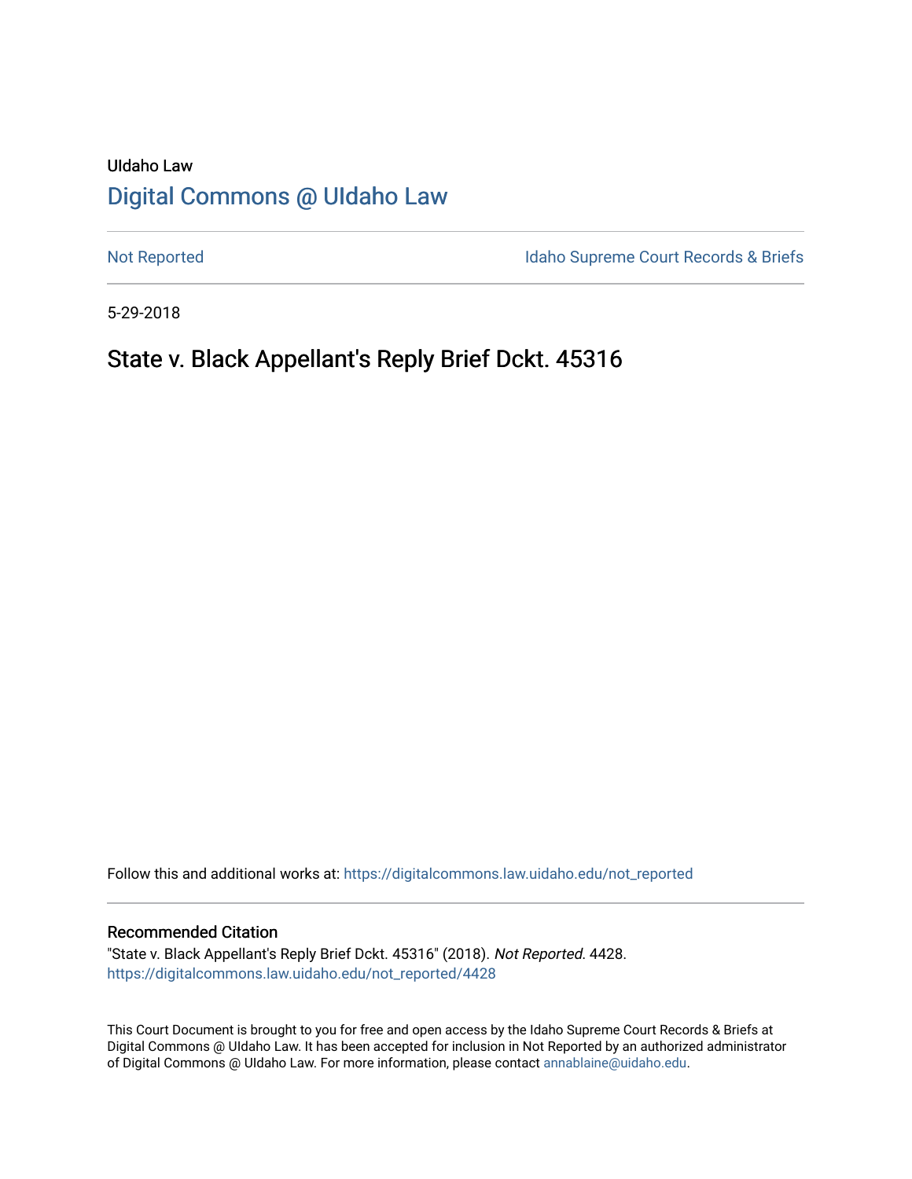UIdaho Law

# Digital Commons @ UIdaho Law

Not Reported

Idaho Supreme Court Records & Briefs

5-29-2018

## State v. Black Appellant's Reply Brief Dckt. 45316

Follow this and additional works at: https://digitalcommons.law.uidaho.edu/not_reported

### Recommended Citation

"State v. Black Appellant's Reply Brief Dckt. 45316" (2018). *Not Reported*. 4428.
https://digitalcommons.law.uidaho.edu/not_reported/4428

This Court Document is brought to you for free and open access by the Idaho Supreme Court Records & Briefs at Digital Commons @ UIdaho Law. It has been accepted for inclusion in Not Reported by an authorized administrator of Digital Commons @ UIdaho Law. For more information, please contact annablaine@uidaho.edu.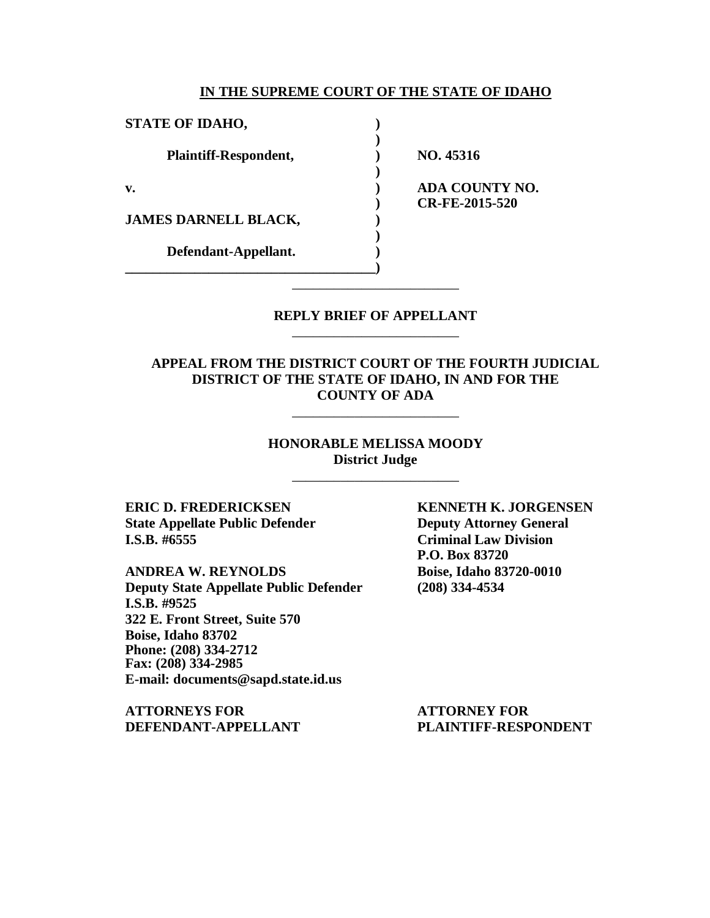**IN THE SUPREME COURT OF THE STATE OF IDAHO**

| | | |
|---|---|---|
| **STATE OF IDAHO,** | **)** | |
| | **)** | |
| **Plaintiff-Respondent,** | **)** | **NO. 45316** |
| | **)** | |
| **v.** | **)** | **ADA COUNTY NO.** |
| | **)** | **CR-FE-2015-520** |
| **JAMES DARNELL BLACK,** | **)** | |
| | **)** | |
| **Defendant-Appellant.** | **)** | |

---

**REPLY BRIEF OF APPELLANT**

---

**APPEAL FROM THE DISTRICT COURT OF THE FOURTH JUDICIAL DISTRICT OF THE STATE OF IDAHO, IN AND FOR THE COUNTY OF ADA**

---

**HONORABLE MELISSA MOODY**
**District Judge**

---

**ERIC D. FREDERICKSEN**
**State Appellate Public Defender**
**I.S.B. #6555**

**ANDREA W. REYNOLDS**
**Deputy State Appellate Public Defender**
**I.S.B. #9525**
**322 E. Front Street, Suite 570**
**Boise, Idaho 83702**
**Phone: (208) 334-2712**
**Fax: (208) 334-2985**
**E-mail: documents@sapd.state.id.us**

**ATTORNEYS FOR DEFENDANT-APPELLANT**

**KENNETH K. JORGENSEN**
**Deputy Attorney General**
**Criminal Law Division**
**P.O. Box 83720**
**Boise, Idaho 83720-0010**
**(208) 334-4534**

**ATTORNEY FOR PLAINTIFF-RESPONDENT**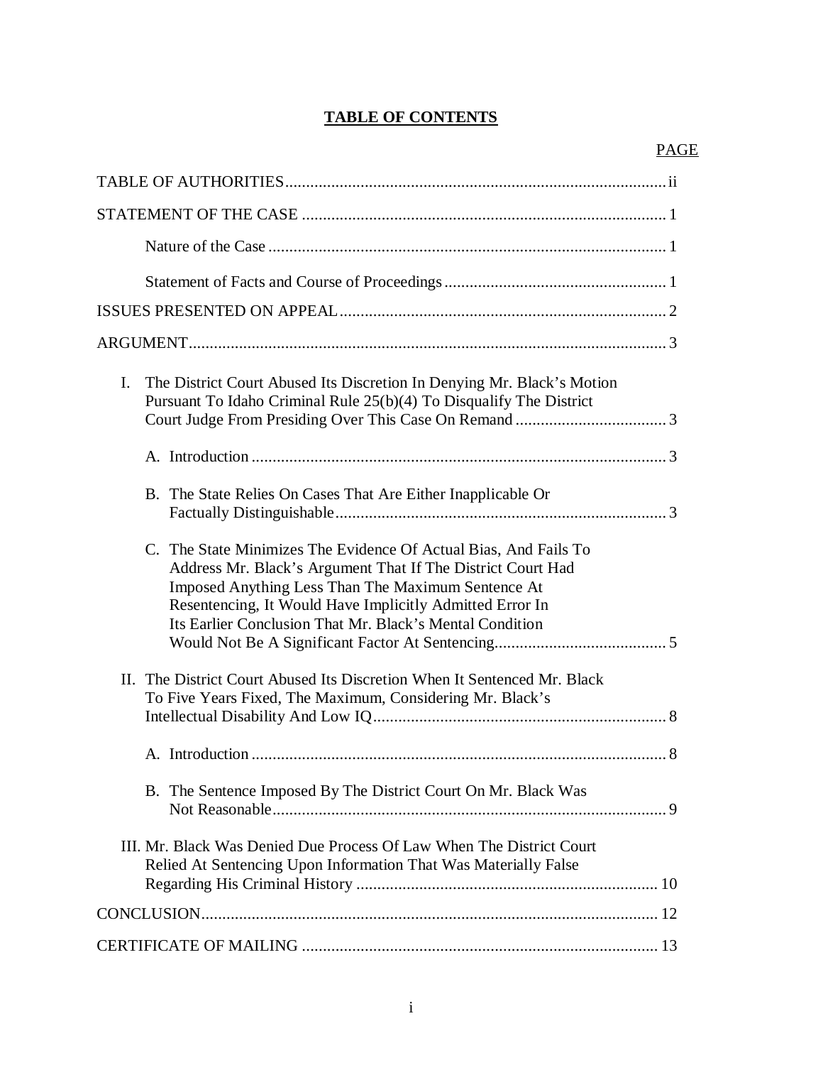# TABLE OF CONTENTS

PAGE

TABLE OF AUTHORITIES ........................................................................................ ii

STATEMENT OF THE CASE ..................................................................................... 1

- Nature of the Case ............................................................................................. 1
- Statement of Facts and Course of Proceedings .................................................... 1

ISSUES PRESENTED ON APPEAL ........................................................................... 2

ARGUMENT ............................................................................................................... 3

I. The District Court Abused Its Discretion In Denying Mr. Black's Motion Pursuant To Idaho Criminal Rule 25(b)(4) To Disqualify The District Court Judge From Presiding Over This Case On Remand ................................... 3

   A. Introduction .................................................................................................. 3

   B. The State Relies On Cases That Are Either Inapplicable Or Factually Distinguishable ............................................................................. 3

   C. The State Minimizes The Evidence Of Actual Bias, And Fails To Address Mr. Black's Argument That If The District Court Had Imposed Anything Less Than The Maximum Sentence At Resentencing, It Would Have Implicitly Admitted Error In Its Earlier Conclusion That Mr. Black's Mental Condition Would Not Be A Significant Factor At Sentencing ........................................ 5

II. The District Court Abused Its Discretion When It Sentenced Mr. Black To Five Years Fixed, The Maximum, Considering Mr. Black's Intellectual Disability And Low IQ .................................................................... 8

   A. Introduction .................................................................................................. 8

   B. The Sentence Imposed By The District Court On Mr. Black Was Not Reasonable ............................................................................................ 9

III. Mr. Black Was Denied Due Process Of Law When The District Court Relied At Sentencing Upon Information That Was Materially False Regarding His Criminal History ...................................................................... 10

CONCLUSION ........................................................................................................... 12

CERTIFICATE OF MAILING .................................................................................... 13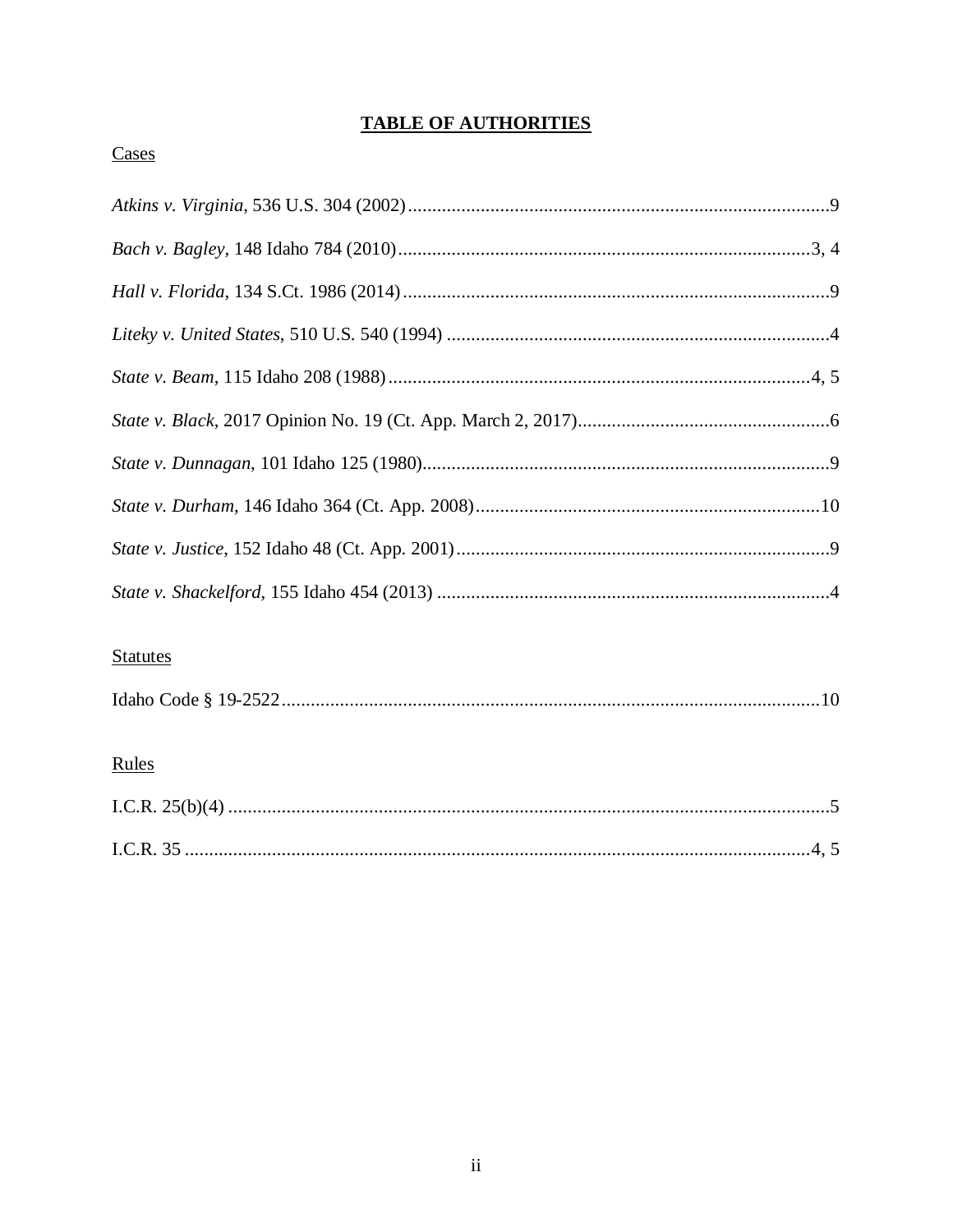# TABLE OF AUTHORITIES

Cases

*Atkins v. Virginia*, 536 U.S. 304 (2002).......................................................................................9

*Bach v. Bagley*, 148 Idaho 784 (2010).....................................................................................3, 4

*Hall v. Florida*, 134 S.Ct. 1986 (2014).......................................................................................9

*Liteky v. United States*, 510 U.S. 540 (1994) ..............................................................................4

*State v. Beam*, 115 Idaho 208 (1988)......................................................................................4, 5

*State v. Black*, 2017 Opinion No. 19 (Ct. App. March 2, 2017)....................................................6

*State v. Dunnagan*, 101 Idaho 125 (1980)....................................................................................9

*State v. Durham*, 146 Idaho 364 (Ct. App. 2008).......................................................................10

*State v. Justice*, 152 Idaho 48 (Ct. App. 2001).............................................................................9

*State v. Shackelford*, 155 Idaho 454 (2013) .................................................................................4

Statutes

Idaho Code § 19-2522..............................................................................................................10

Rules

I.C.R. 25(b)(4) ...........................................................................................................................5

I.C.R. 35 .................................................................................................................................4, 5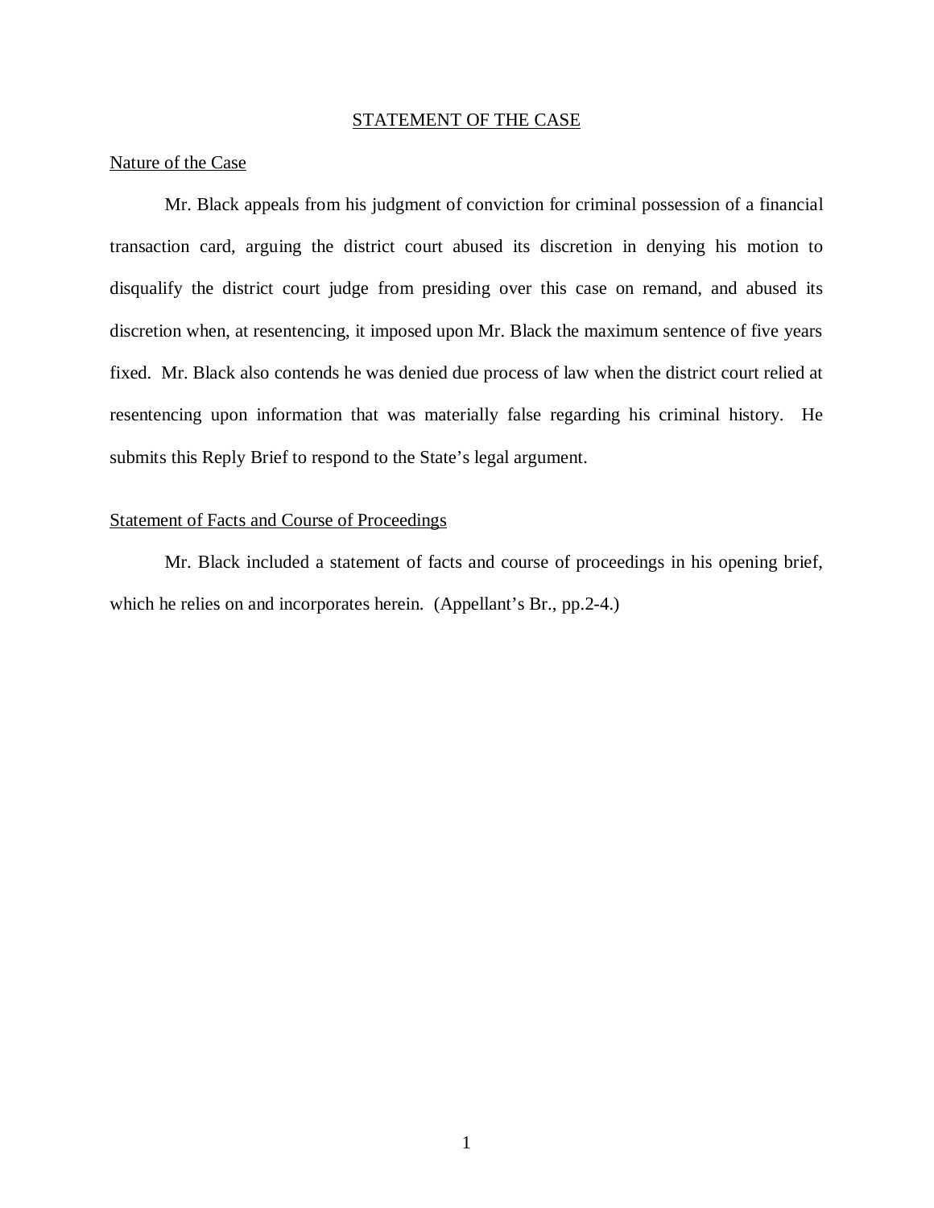## STATEMENT OF THE CASE

### Nature of the Case

Mr. Black appeals from his judgment of conviction for criminal possession of a financial transaction card, arguing the district court abused its discretion in denying his motion to disqualify the district court judge from presiding over this case on remand, and abused its discretion when, at resentencing, it imposed upon Mr. Black the maximum sentence of five years fixed. Mr. Black also contends he was denied due process of law when the district court relied at resentencing upon information that was materially false regarding his criminal history. He submits this Reply Brief to respond to the State's legal argument.

### Statement of Facts and Course of Proceedings

Mr. Black included a statement of facts and course of proceedings in his opening brief, which he relies on and incorporates herein. (Appellant's Br., pp.2-4.)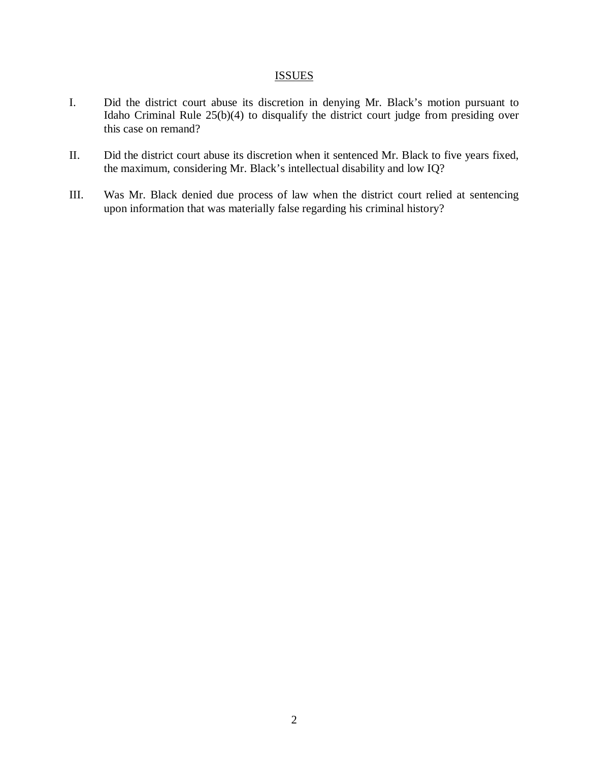## ISSUES

I. Did the district court abuse its discretion in denying Mr. Black's motion pursuant to Idaho Criminal Rule 25(b)(4) to disqualify the district court judge from presiding over this case on remand?

II. Did the district court abuse its discretion when it sentenced Mr. Black to five years fixed, the maximum, considering Mr. Black's intellectual disability and low IQ?

III. Was Mr. Black denied due process of law when the district court relied at sentencing upon information that was materially false regarding his criminal history?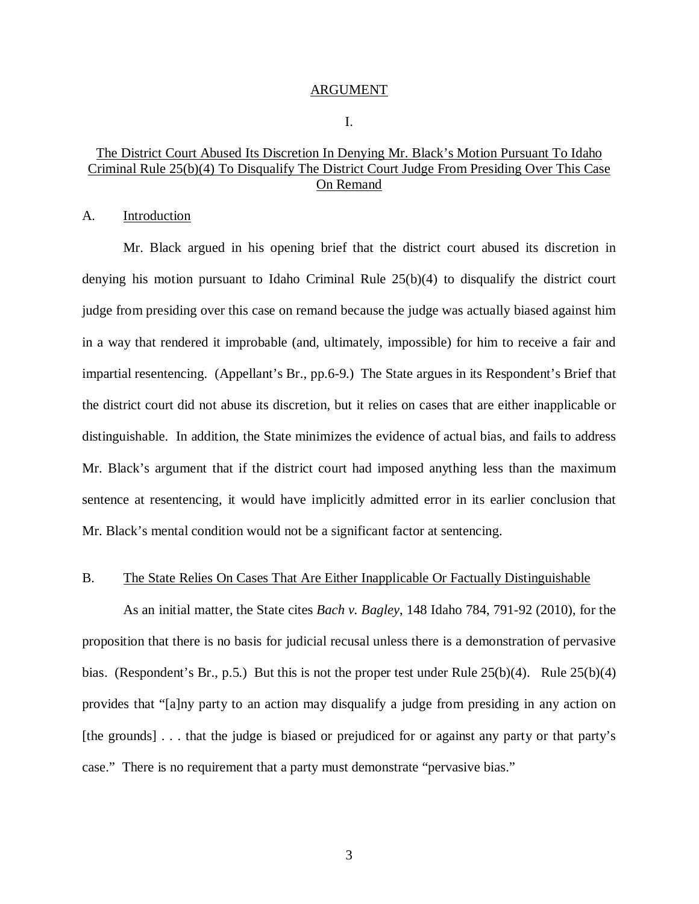## ARGUMENT

### I.

### The District Court Abused Its Discretion In Denying Mr. Black's Motion Pursuant To Idaho Criminal Rule 25(b)(4) To Disqualify The District Court Judge From Presiding Over This Case On Remand

#### A. Introduction

Mr. Black argued in his opening brief that the district court abused its discretion in denying his motion pursuant to Idaho Criminal Rule 25(b)(4) to disqualify the district court judge from presiding over this case on remand because the judge was actually biased against him in a way that rendered it improbable (and, ultimately, impossible) for him to receive a fair and impartial resentencing. (Appellant's Br., pp.6-9.) The State argues in its Respondent's Brief that the district court did not abuse its discretion, but it relies on cases that are either inapplicable or distinguishable. In addition, the State minimizes the evidence of actual bias, and fails to address Mr. Black's argument that if the district court had imposed anything less than the maximum sentence at resentencing, it would have implicitly admitted error in its earlier conclusion that Mr. Black's mental condition would not be a significant factor at sentencing.

#### B. The State Relies On Cases That Are Either Inapplicable Or Factually Distinguishable

As an initial matter, the State cites *Bach v. Bagley*, 148 Idaho 784, 791-92 (2010), for the proposition that there is no basis for judicial recusal unless there is a demonstration of pervasive bias. (Respondent's Br., p.5.) But this is not the proper test under Rule 25(b)(4). Rule 25(b)(4) provides that "[a]ny party to an action may disqualify a judge from presiding in any action on [the grounds] . . . that the judge is biased or prejudiced for or against any party or that party's case." There is no requirement that a party must demonstrate "pervasive bias."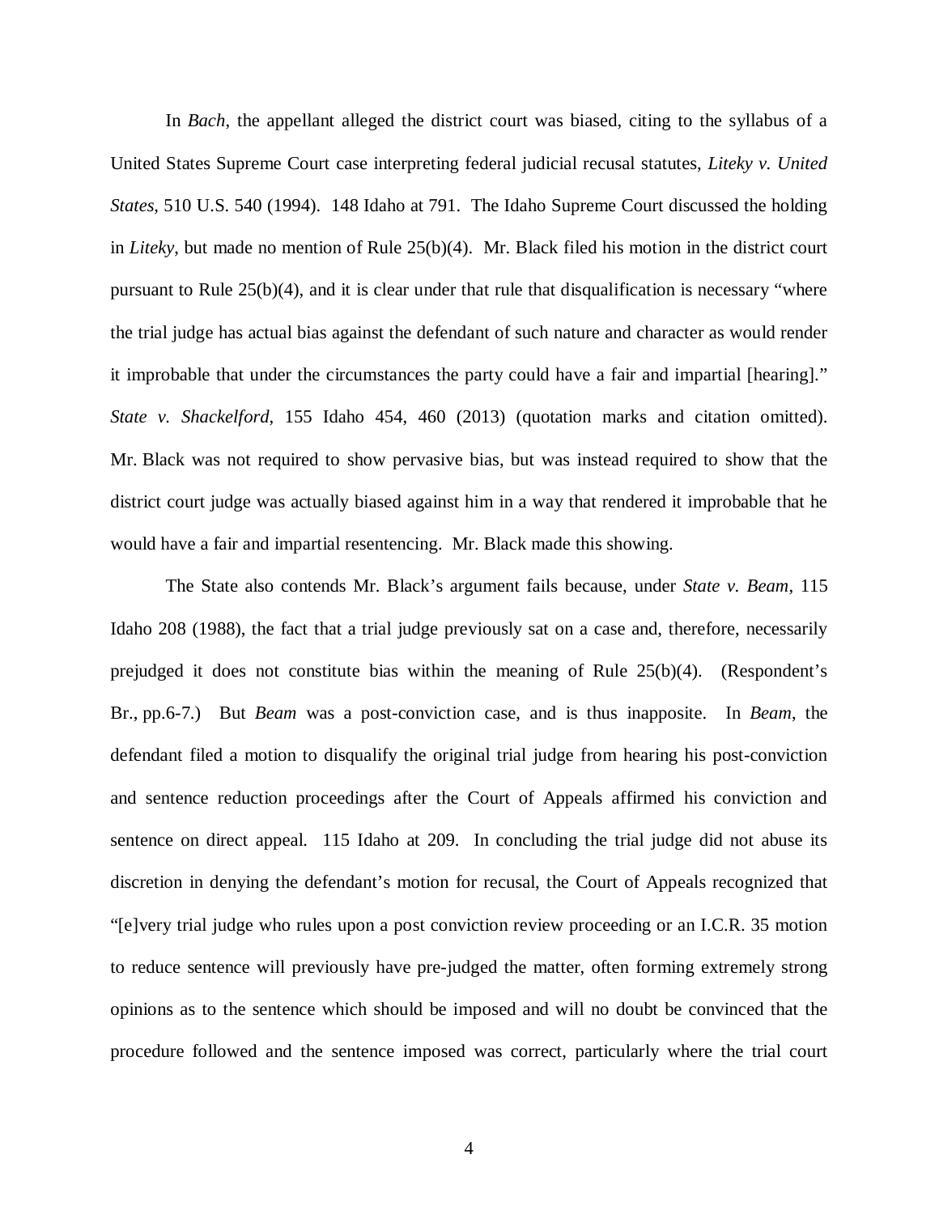In *Bach*, the appellant alleged the district court was biased, citing to the syllabus of a United States Supreme Court case interpreting federal judicial recusal statutes, *Liteky v. United States*, 510 U.S. 540 (1994). 148 Idaho at 791. The Idaho Supreme Court discussed the holding in *Liteky*, but made no mention of Rule 25(b)(4). Mr. Black filed his motion in the district court pursuant to Rule 25(b)(4), and it is clear under that rule that disqualification is necessary "where the trial judge has actual bias against the defendant of such nature and character as would render it improbable that under the circumstances the party could have a fair and impartial [hearing]." *State v. Shackelford*, 155 Idaho 454, 460 (2013) (quotation marks and citation omitted). Mr. Black was not required to show pervasive bias, but was instead required to show that the district court judge was actually biased against him in a way that rendered it improbable that he would have a fair and impartial resentencing. Mr. Black made this showing.

The State also contends Mr. Black's argument fails because, under *State v. Beam*, 115 Idaho 208 (1988), the fact that a trial judge previously sat on a case and, therefore, necessarily prejudged it does not constitute bias within the meaning of Rule 25(b)(4). (Respondent's Br., pp.6-7.) But *Beam* was a post-conviction case, and is thus inapposite. In *Beam*, the defendant filed a motion to disqualify the original trial judge from hearing his post-conviction and sentence reduction proceedings after the Court of Appeals affirmed his conviction and sentence on direct appeal. 115 Idaho at 209. In concluding the trial judge did not abuse its discretion in denying the defendant's motion for recusal, the Court of Appeals recognized that "[e]very trial judge who rules upon a post conviction review proceeding or an I.C.R. 35 motion to reduce sentence will previously have pre-judged the matter, often forming extremely strong opinions as to the sentence which should be imposed and will no doubt be convinced that the procedure followed and the sentence imposed was correct, particularly where the trial court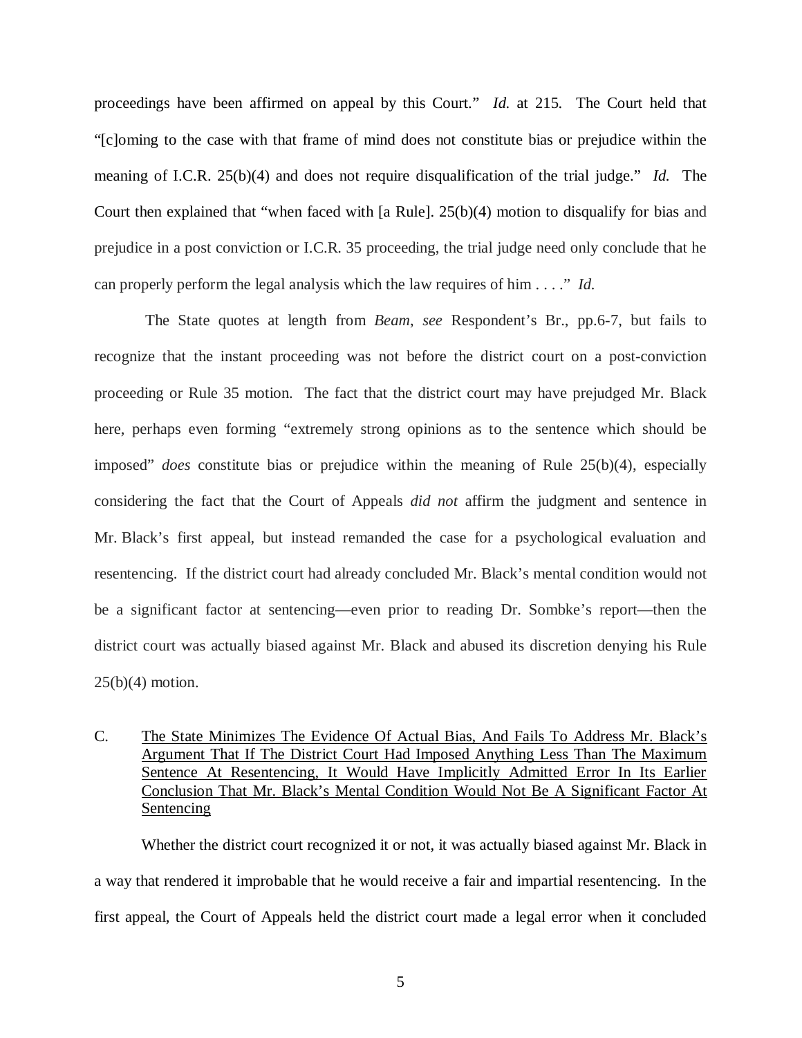proceedings have been affirmed on appeal by this Court." *Id.* at 215. The Court held that "[c]oming to the case with that frame of mind does not constitute bias or prejudice within the meaning of I.C.R. 25(b)(4) and does not require disqualification of the trial judge." *Id.* The Court then explained that "when faced with [a Rule]. 25(b)(4) motion to disqualify for bias and prejudice in a post conviction or I.C.R. 35 proceeding, the trial judge need only conclude that he can properly perform the legal analysis which the law requires of him . . . ." *Id.*

The State quotes at length from *Beam*, *see* Respondent's Br., pp.6-7, but fails to recognize that the instant proceeding was not before the district court on a post-conviction proceeding or Rule 35 motion. The fact that the district court may have prejudged Mr. Black here, perhaps even forming "extremely strong opinions as to the sentence which should be imposed" *does* constitute bias or prejudice within the meaning of Rule 25(b)(4), especially considering the fact that the Court of Appeals *did not* affirm the judgment and sentence in Mr. Black's first appeal, but instead remanded the case for a psychological evaluation and resentencing. If the district court had already concluded Mr. Black's mental condition would not be a significant factor at sentencing—even prior to reading Dr. Sombke's report—then the district court was actually biased against Mr. Black and abused its discretion denying his Rule 25(b)(4) motion.

### C. The State Minimizes The Evidence Of Actual Bias, And Fails To Address Mr. Black's Argument That If The District Court Had Imposed Anything Less Than The Maximum Sentence At Resentencing, It Would Have Implicitly Admitted Error In Its Earlier Conclusion That Mr. Black's Mental Condition Would Not Be A Significant Factor At Sentencing

Whether the district court recognized it or not, it was actually biased against Mr. Black in a way that rendered it improbable that he would receive a fair and impartial resentencing. In the first appeal, the Court of Appeals held the district court made a legal error when it concluded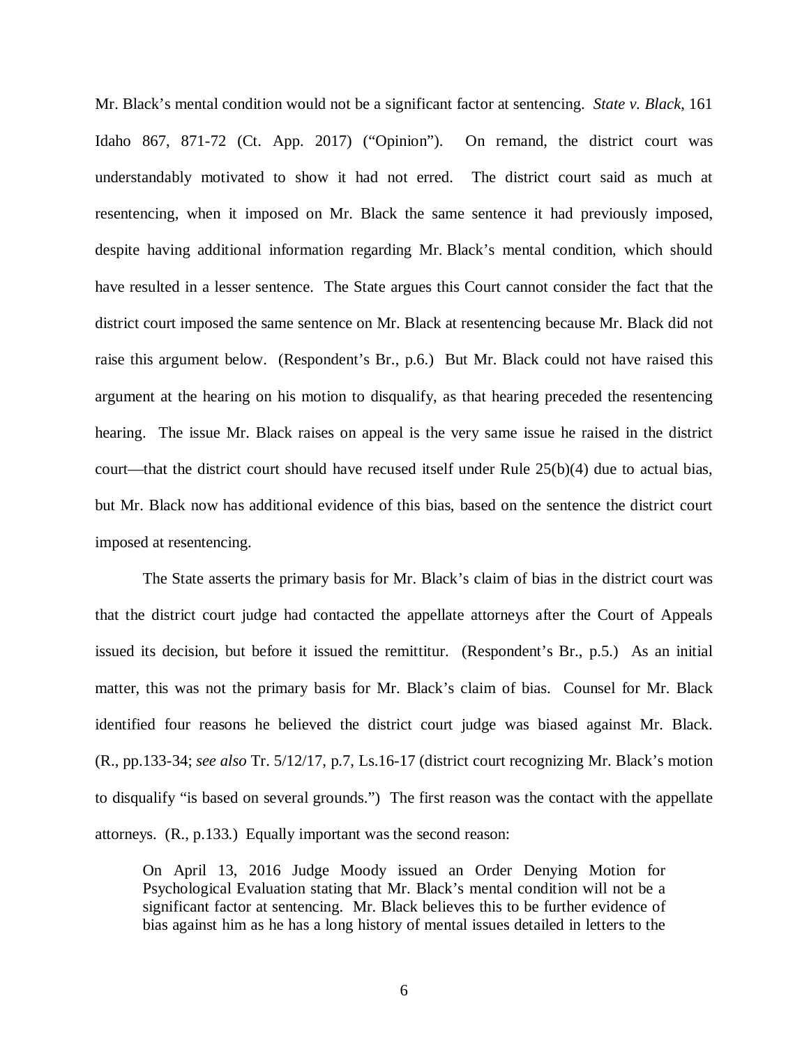Mr. Black's mental condition would not be a significant factor at sentencing. *State v. Black*, 161 Idaho 867, 871-72 (Ct. App. 2017) ("Opinion"). On remand, the district court was understandably motivated to show it had not erred. The district court said as much at resentencing, when it imposed on Mr. Black the same sentence it had previously imposed, despite having additional information regarding Mr. Black's mental condition, which should have resulted in a lesser sentence. The State argues this Court cannot consider the fact that the district court imposed the same sentence on Mr. Black at resentencing because Mr. Black did not raise this argument below. (Respondent's Br., p.6.) But Mr. Black could not have raised this argument at the hearing on his motion to disqualify, as that hearing preceded the resentencing hearing. The issue Mr. Black raises on appeal is the very same issue he raised in the district court—that the district court should have recused itself under Rule 25(b)(4) due to actual bias, but Mr. Black now has additional evidence of this bias, based on the sentence the district court imposed at resentencing.

The State asserts the primary basis for Mr. Black's claim of bias in the district court was that the district court judge had contacted the appellate attorneys after the Court of Appeals issued its decision, but before it issued the remittitur. (Respondent's Br., p.5.) As an initial matter, this was not the primary basis for Mr. Black's claim of bias. Counsel for Mr. Black identified four reasons he believed the district court judge was biased against Mr. Black. (R., pp.133-34; *see also* Tr. 5/12/17, p.7, Ls.16-17 (district court recognizing Mr. Black's motion to disqualify "is based on several grounds.") The first reason was the contact with the appellate attorneys. (R., p.133.) Equally important was the second reason:

> On April 13, 2016 Judge Moody issued an Order Denying Motion for Psychological Evaluation stating that Mr. Black's mental condition will not be a significant factor at sentencing. Mr. Black believes this to be further evidence of bias against him as he has a long history of mental issues detailed in letters to the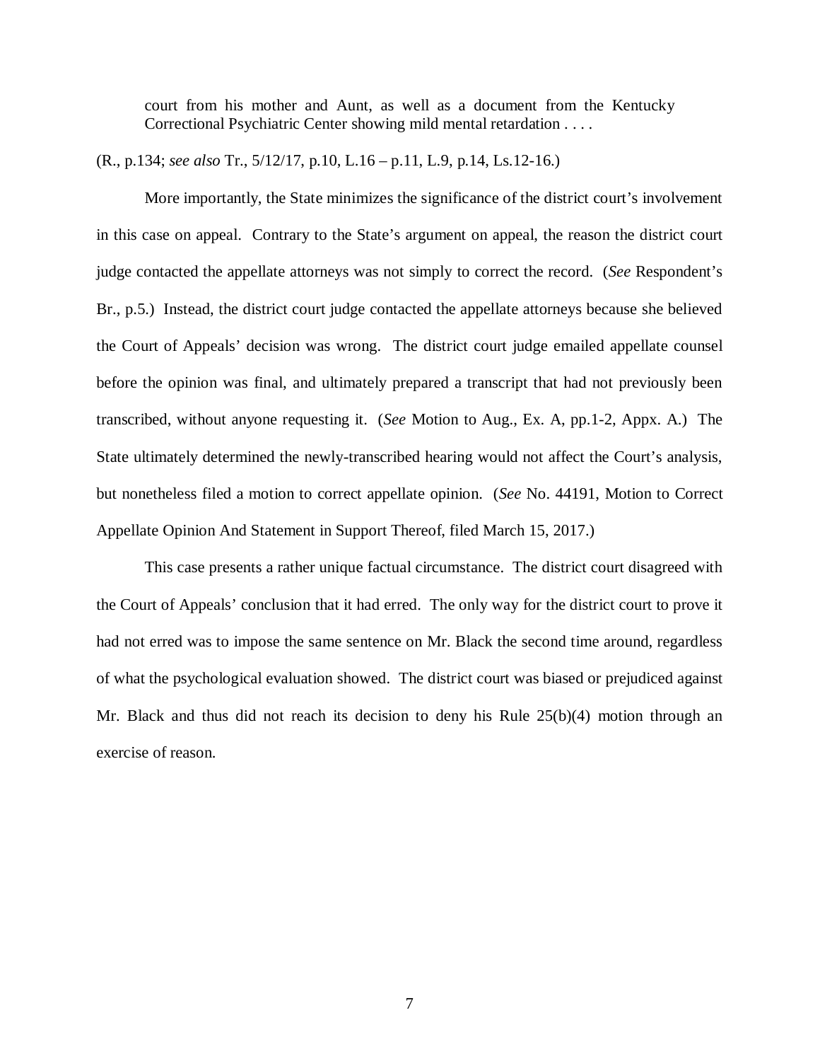> court from his mother and Aunt, as well as a document from the Kentucky Correctional Psychiatric Center showing mild mental retardation . . . .

(R., p.134; *see also* Tr., 5/12/17, p.10, L.16 – p.11, L.9, p.14, Ls.12-16.)

More importantly, the State minimizes the significance of the district court's involvement in this case on appeal. Contrary to the State's argument on appeal, the reason the district court judge contacted the appellate attorneys was not simply to correct the record. (*See* Respondent's Br., p.5.) Instead, the district court judge contacted the appellate attorneys because she believed the Court of Appeals' decision was wrong. The district court judge emailed appellate counsel before the opinion was final, and ultimately prepared a transcript that had not previously been transcribed, without anyone requesting it. (*See* Motion to Aug., Ex. A, pp.1-2, Appx. A.) The State ultimately determined the newly-transcribed hearing would not affect the Court's analysis, but nonetheless filed a motion to correct appellate opinion. (*See* No. 44191, Motion to Correct Appellate Opinion And Statement in Support Thereof, filed March 15, 2017.)

This case presents a rather unique factual circumstance. The district court disagreed with the Court of Appeals' conclusion that it had erred. The only way for the district court to prove it had not erred was to impose the same sentence on Mr. Black the second time around, regardless of what the psychological evaluation showed. The district court was biased or prejudiced against Mr. Black and thus did not reach its decision to deny his Rule 25(b)(4) motion through an exercise of reason.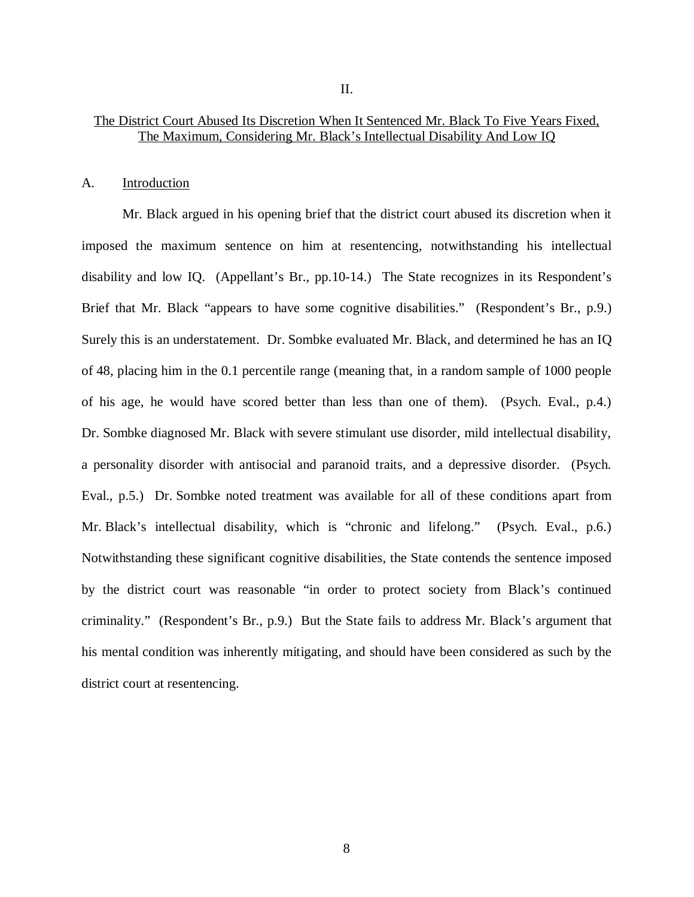## II.

## The District Court Abused Its Discretion When It Sentenced Mr. Black To Five Years Fixed, The Maximum, Considering Mr. Black's Intellectual Disability And Low IQ

### A. Introduction

Mr. Black argued in his opening brief that the district court abused its discretion when it imposed the maximum sentence on him at resentencing, notwithstanding his intellectual disability and low IQ. (Appellant's Br., pp.10-14.) The State recognizes in its Respondent's Brief that Mr. Black "appears to have some cognitive disabilities." (Respondent's Br., p.9.) Surely this is an understatement. Dr. Sombke evaluated Mr. Black, and determined he has an IQ of 48, placing him in the 0.1 percentile range (meaning that, in a random sample of 1000 people of his age, he would have scored better than less than one of them). (Psych. Eval., p.4.) Dr. Sombke diagnosed Mr. Black with severe stimulant use disorder, mild intellectual disability, a personality disorder with antisocial and paranoid traits, and a depressive disorder. (Psych. Eval., p.5.) Dr. Sombke noted treatment was available for all of these conditions apart from Mr. Black's intellectual disability, which is "chronic and lifelong." (Psych. Eval., p.6.) Notwithstanding these significant cognitive disabilities, the State contends the sentence imposed by the district court was reasonable "in order to protect society from Black's continued criminality." (Respondent's Br., p.9.) But the State fails to address Mr. Black's argument that his mental condition was inherently mitigating, and should have been considered as such by the district court at resentencing.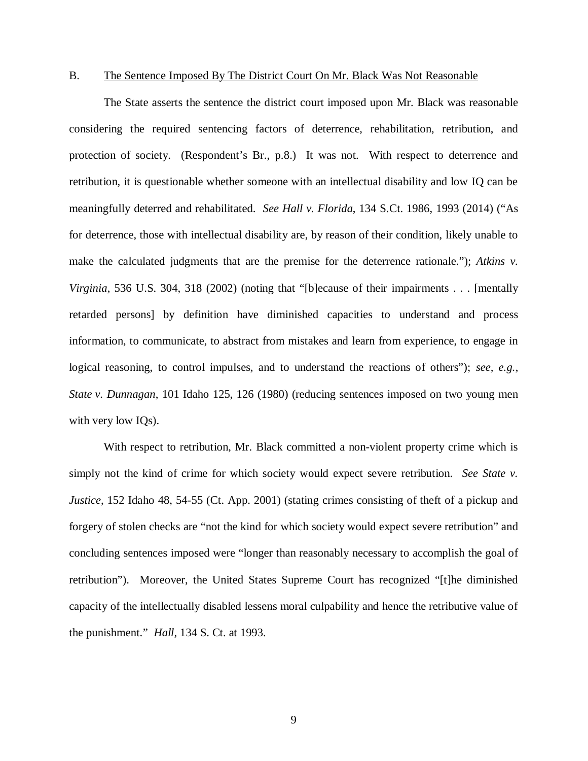B. <u>The Sentence Imposed By The District Court On Mr. Black Was Not Reasonable</u>

The State asserts the sentence the district court imposed upon Mr. Black was reasonable considering the required sentencing factors of deterrence, rehabilitation, retribution, and protection of society. (Respondent's Br., p.8.) It was not. With respect to deterrence and retribution, it is questionable whether someone with an intellectual disability and low IQ can be meaningfully deterred and rehabilitated. *See Hall v. Florida*, 134 S.Ct. 1986, 1993 (2014) ("As for deterrence, those with intellectual disability are, by reason of their condition, likely unable to make the calculated judgments that are the premise for the deterrence rationale."); *Atkins v. Virginia*, 536 U.S. 304, 318 (2002) (noting that "[b]ecause of their impairments . . . [mentally retarded persons] by definition have diminished capacities to understand and process information, to communicate, to abstract from mistakes and learn from experience, to engage in logical reasoning, to control impulses, and to understand the reactions of others"); *see, e.g.*, *State v. Dunnagan*, 101 Idaho 125, 126 (1980) (reducing sentences imposed on two young men with very low IQs).

With respect to retribution, Mr. Black committed a non-violent property crime which is simply not the kind of crime for which society would expect severe retribution. *See State v. Justice*, 152 Idaho 48, 54-55 (Ct. App. 2001) (stating crimes consisting of theft of a pickup and forgery of stolen checks are "not the kind for which society would expect severe retribution" and concluding sentences imposed were "longer than reasonably necessary to accomplish the goal of retribution"). Moreover, the United States Supreme Court has recognized "[t]he diminished capacity of the intellectually disabled lessens moral culpability and hence the retributive value of the punishment." *Hall*, 134 S. Ct. at 1993.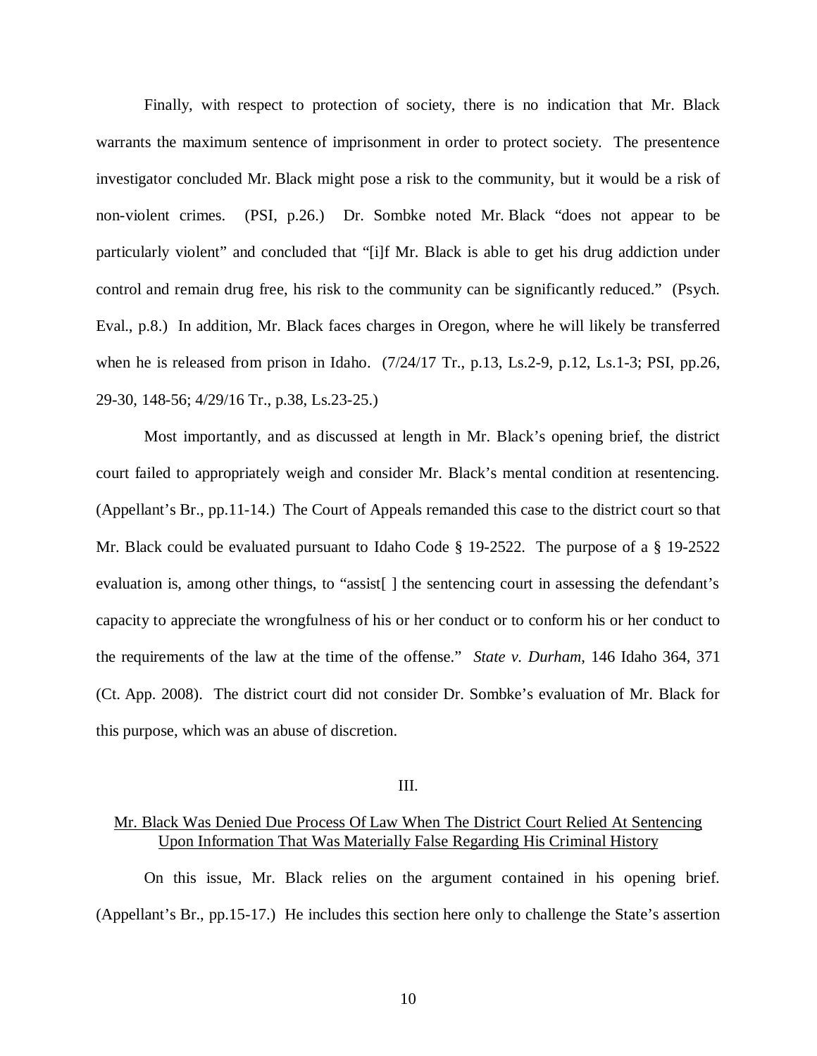Finally, with respect to protection of society, there is no indication that Mr. Black warrants the maximum sentence of imprisonment in order to protect society. The presentence investigator concluded Mr. Black might pose a risk to the community, but it would be a risk of non-violent crimes. (PSI, p.26.) Dr. Sombke noted Mr. Black "does not appear to be particularly violent" and concluded that "[i]f Mr. Black is able to get his drug addiction under control and remain drug free, his risk to the community can be significantly reduced." (Psych. Eval., p.8.) In addition, Mr. Black faces charges in Oregon, where he will likely be transferred when he is released from prison in Idaho. (7/24/17 Tr., p.13, Ls.2-9, p.12, Ls.1-3; PSI, pp.26, 29-30, 148-56; 4/29/16 Tr., p.38, Ls.23-25.)

Most importantly, and as discussed at length in Mr. Black's opening brief, the district court failed to appropriately weigh and consider Mr. Black's mental condition at resentencing. (Appellant's Br., pp.11-14.) The Court of Appeals remanded this case to the district court so that Mr. Black could be evaluated pursuant to Idaho Code § 19-2522. The purpose of a § 19-2522 evaluation is, among other things, to "assist[ ] the sentencing court in assessing the defendant's capacity to appreciate the wrongfulness of his or her conduct or to conform his or her conduct to the requirements of the law at the time of the offense." *State v. Durham*, 146 Idaho 364, 371 (Ct. App. 2008). The district court did not consider Dr. Sombke's evaluation of Mr. Black for this purpose, which was an abuse of discretion.

## III.

## <u>Mr. Black Was Denied Due Process Of Law When The District Court Relied At Sentencing Upon Information That Was Materially False Regarding His Criminal History</u>

On this issue, Mr. Black relies on the argument contained in his opening brief. (Appellant's Br., pp.15-17.) He includes this section here only to challenge the State's assertion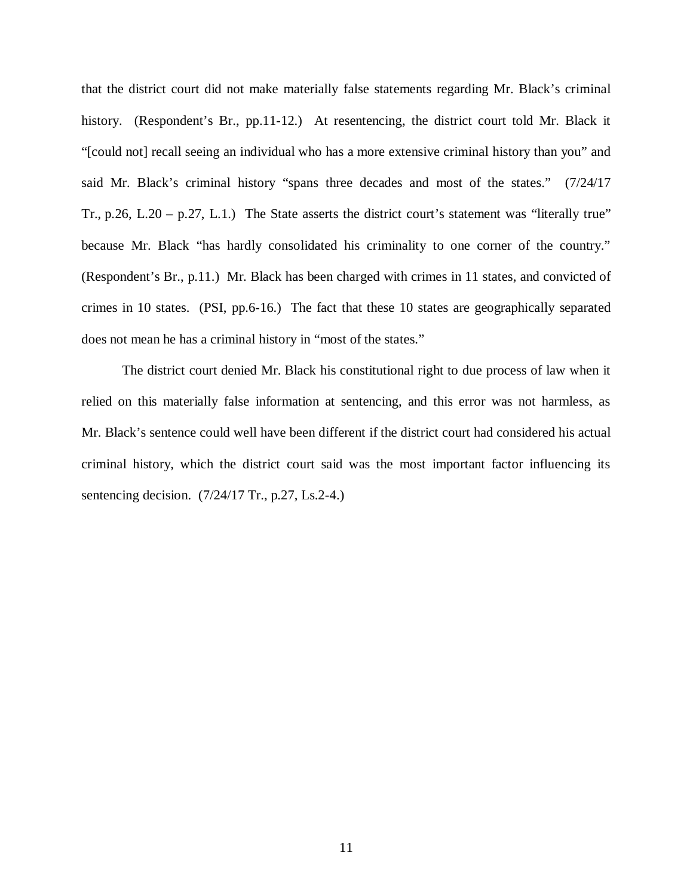that the district court did not make materially false statements regarding Mr. Black's criminal history. (Respondent's Br., pp.11-12.) At resentencing, the district court told Mr. Black it "[could not] recall seeing an individual who has a more extensive criminal history than you" and said Mr. Black's criminal history "spans three decades and most of the states." (7/24/17 Tr., p.26, L.20 – p.27, L.1.) The State asserts the district court's statement was "literally true" because Mr. Black "has hardly consolidated his criminality to one corner of the country." (Respondent's Br., p.11.) Mr. Black has been charged with crimes in 11 states, and convicted of crimes in 10 states. (PSI, pp.6-16.) The fact that these 10 states are geographically separated does not mean he has a criminal history in "most of the states."

The district court denied Mr. Black his constitutional right to due process of law when it relied on this materially false information at sentencing, and this error was not harmless, as Mr. Black's sentence could well have been different if the district court had considered his actual criminal history, which the district court said was the most important factor influencing its sentencing decision. (7/24/17 Tr., p.27, Ls.2-4.)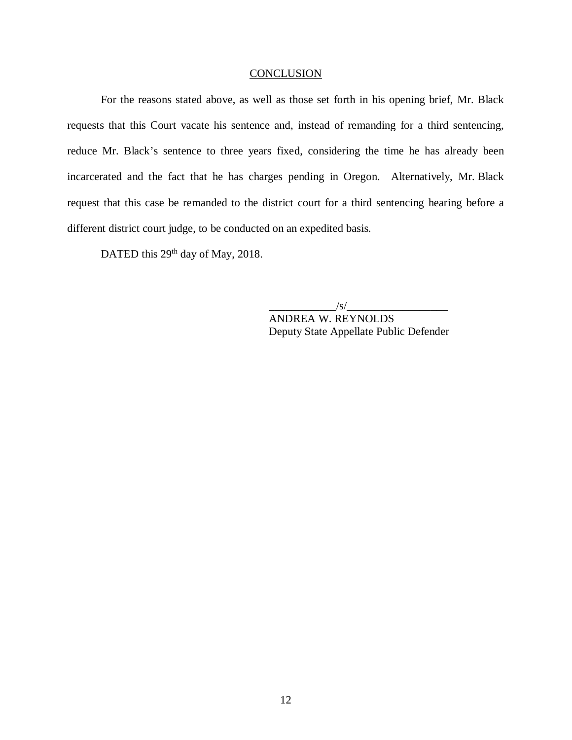## CONCLUSION

For the reasons stated above, as well as those set forth in his opening brief, Mr. Black requests that this Court vacate his sentence and, instead of remanding for a third sentencing, reduce Mr. Black's sentence to three years fixed, considering the time he has already been incarcerated and the fact that he has charges pending in Oregon. Alternatively, Mr. Black request that this case be remanded to the district court for a third sentencing hearing before a different district court judge, to be conducted on an expedited basis.

DATED this 29th day of May, 2018.

____________/s/__________________
ANDREA W. REYNOLDS
Deputy State Appellate Public Defender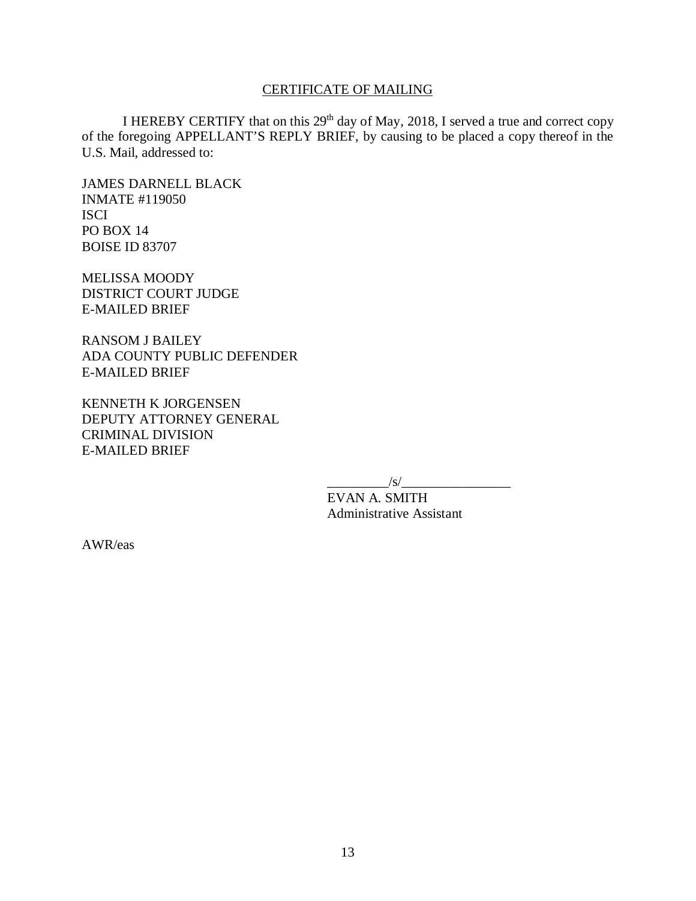## CERTIFICATE OF MAILING

I HEREBY CERTIFY that on this 29th day of May, 2018, I served a true and correct copy of the foregoing APPELLANT'S REPLY BRIEF, by causing to be placed a copy thereof in the U.S. Mail, addressed to:

JAMES DARNELL BLACK
INMATE #119050
ISCI
PO BOX 14
BOISE ID 83707

MELISSA MOODY
DISTRICT COURT JUDGE
E-MAILED BRIEF

RANSOM J BAILEY
ADA COUNTY PUBLIC DEFENDER
E-MAILED BRIEF

KENNETH K JORGENSEN
DEPUTY ATTORNEY GENERAL
CRIMINAL DIVISION
E-MAILED BRIEF

_________/s/________________
EVAN A. SMITH
Administrative Assistant

AWR/eas